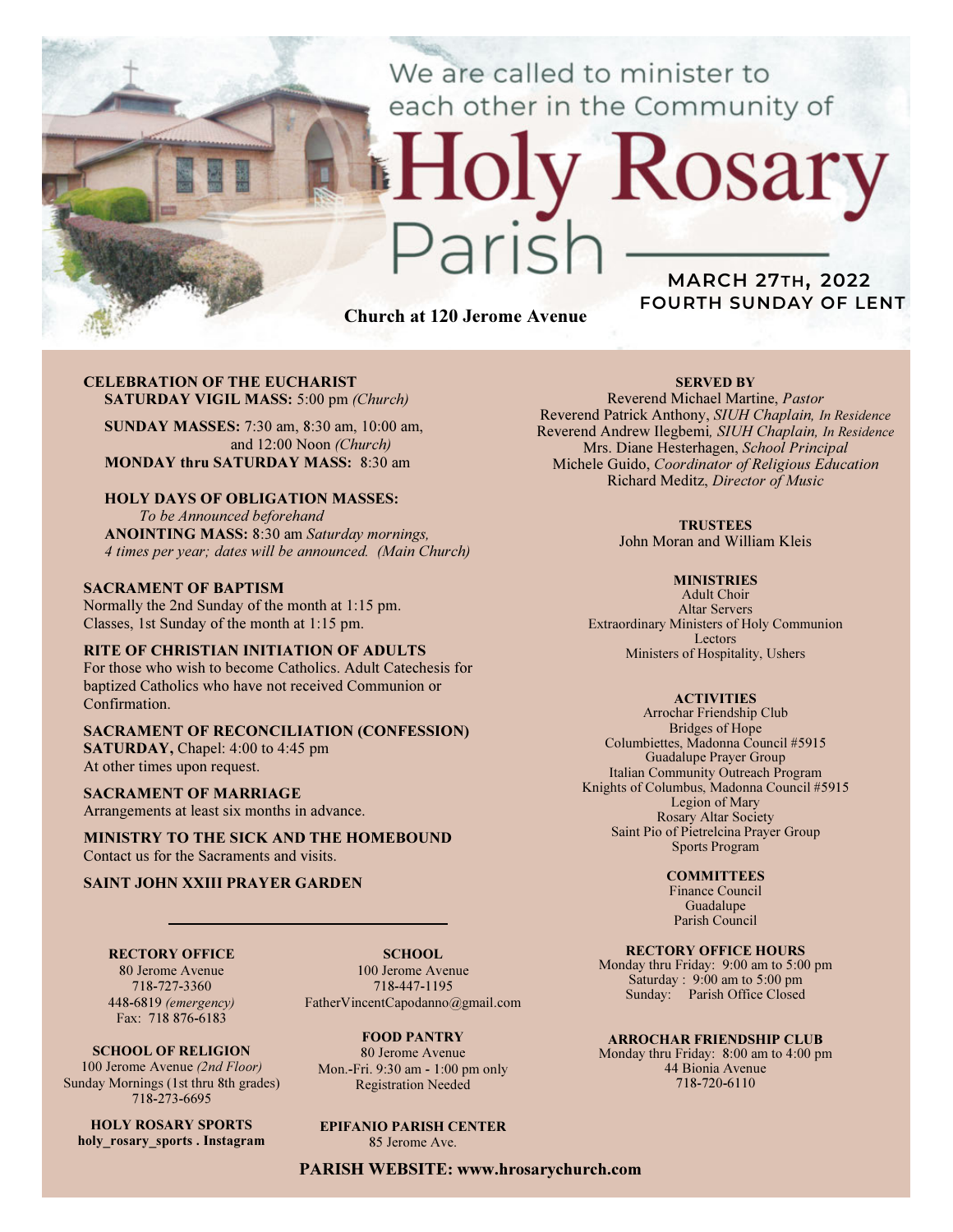We are called to minister to each other in the Community of

# Holy Rosary Parish

**MARCH 27TH, 2022**
**FOURTH SUNDAY OF LENT**

**Church at 120 Jerome Avenue**

**CELEBRATION OF THE EUCHARIST**
**SATURDAY VIGIL MASS:** 5:00 pm *(Church)*

**SUNDAY MASSES:** 7:30 am, 8:30 am, 10:00 am, and 12:00 Noon *(Church)*
**MONDAY thru SATURDAY MASS:** 8:30 am

**HOLY DAYS OF OBLIGATION MASSES:**
*To be Announced beforehand*
**ANOINTING MASS:** 8:30 am *Saturday mornings, 4 times per year; dates will be announced. (Main Church)*

**SACRAMENT OF BAPTISM**
Normally the 2nd Sunday of the month at 1:15 pm.
Classes, 1st Sunday of the month at 1:15 pm.

**RITE OF CHRISTIAN INITIATION OF ADULTS**
For those who wish to become Catholics. Adult Catechesis for baptized Catholics who have not received Communion or Confirmation.

**SACRAMENT OF RECONCILIATION (CONFESSION)**
**SATURDAY,** Chapel: 4:00 to 4:45 pm
At other times upon request.

**SACRAMENT OF MARRIAGE**
Arrangements at least six months in advance.

**MINISTRY TO THE SICK AND THE HOMEBOUND**
Contact us for the Sacraments and visits.

**SAINT JOHN XXIII PRAYER GARDEN**

**SERVED BY**
Reverend Michael Martine, *Pastor*
Reverend Patrick Anthony, *SIUH Chaplain, In Residence*
Reverend Andrew Ilegbemi, *SIUH Chaplain, In Residence*
Mrs. Diane Hesterhagen, *School Principal*
Michele Guido, *Coordinator of Religious Education*
Richard Meditz, *Director of Music*

**TRUSTEES**
John Moran and William Kleis

**MINISTRIES**
Adult Choir
Altar Servers
Extraordinary Ministers of Holy Communion
Lectors
Ministers of Hospitality, Ushers

**ACTIVITIES**
Arrochar Friendship Club
Bridges of Hope
Columbiettes, Madonna Council #5915
Guadalupe Prayer Group
Italian Community Outreach Program
Knights of Columbus, Madonna Council #5915
Legion of Mary
Rosary Altar Society
Saint Pio of Pietrelcina Prayer Group
Sports Program

**COMMITTEES**
Finance Council
Guadalupe
Parish Council

**RECTORY OFFICE**
80 Jerome Avenue
718-727-3360
448-6819 *(emergency)*
Fax: 718 876-6183

**SCHOOL**
100 Jerome Avenue
718-447-1195
FatherVincentCapodanno@gmail.com

**RECTORY OFFICE HOURS**
Monday thru Friday: 9:00 am to 5:00 pm
Saturday : 9:00 am to 5:00 pm
Sunday: Parish Office Closed

**SCHOOL OF RELIGION**
100 Jerome Avenue *(2nd Floor)*
Sunday Mornings (1st thru 8th grades)
718-273-6695

**FOOD PANTRY**
80 Jerome Avenue
Mon.-Fri. 9:30 am - 1:00 pm only
Registration Needed

**ARROCHAR FRIENDSHIP CLUB**
Monday thru Friday: 8:00 am to 4:00 pm
44 Bionia Avenue
718-720-6110

**HOLY ROSARY SPORTS**
**holy_rosary_sports . Instagram**

**EPIFANIO PARISH CENTER**
85 Jerome Ave.

**PARISH WEBSITE: www.hrosarychurch.com**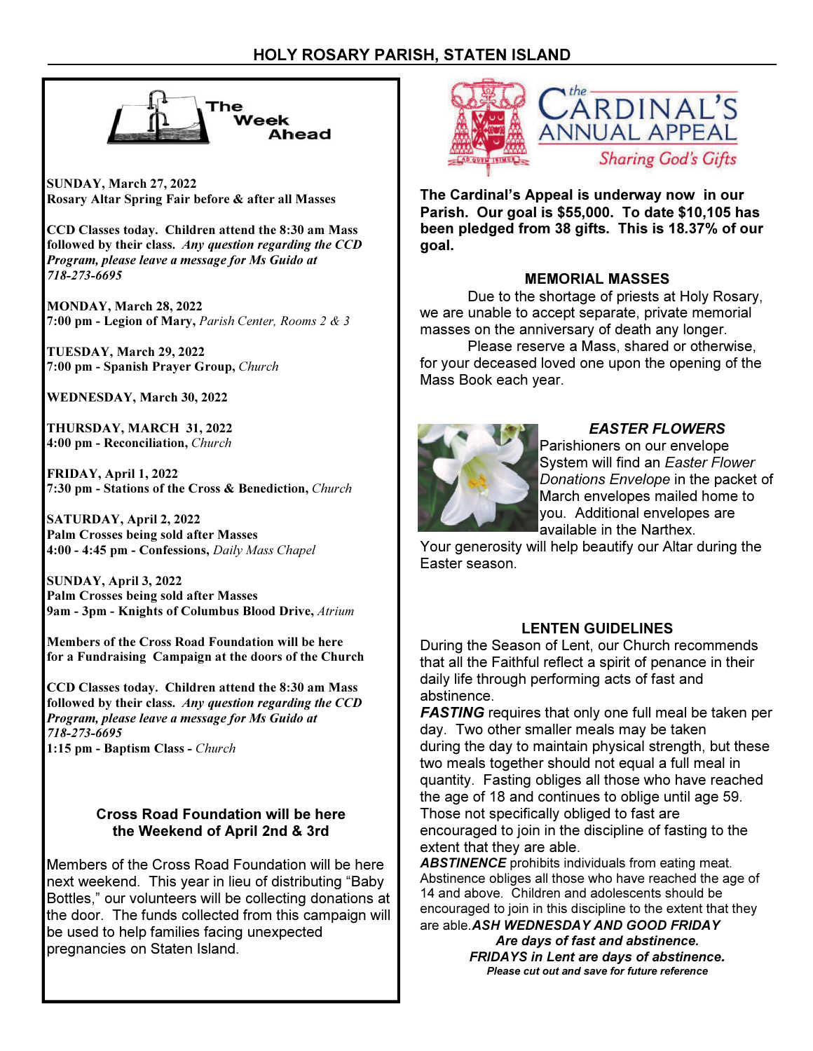## HOLY ROSARY PARISH, STATEN ISLAND

### The Week Ahead

**SUNDAY, March 27, 2022**
**Rosary Altar Spring Fair before & after all Masses**

**CCD Classes today. Children attend the 8:30 am Mass followed by their class.** ***Any question regarding the CCD Program, please leave a message for Ms Guido at 718-273-6695***

**MONDAY, March 28, 2022**
**7:00 pm - Legion of Mary,** *Parish Center, Rooms 2 & 3*

**TUESDAY, March 29, 2022**
**7:00 pm - Spanish Prayer Group,** *Church*

**WEDNESDAY, March 30, 2022**

**THURSDAY, MARCH 31, 2022**
**4:00 pm - Reconciliation,** *Church*

**FRIDAY, April 1, 2022**
**7:30 pm - Stations of the Cross & Benediction,** *Church*

**SATURDAY, April 2, 2022**
**Palm Crosses being sold after Masses**
**4:00 - 4:45 pm - Confessions,** *Daily Mass Chapel*

**SUNDAY, April 3, 2022**
**Palm Crosses being sold after Masses**
**9am - 3pm - Knights of Columbus Blood Drive,** *Atrium*

**Members of the Cross Road Foundation will be here for a Fundraising Campaign at the doors of the Church**

**CCD Classes today. Children attend the 8:30 am Mass followed by their class.** ***Any question regarding the CCD Program, please leave a message for Ms Guido at 718-273-6695***
**1:15 pm - Baptism Class -** *Church*

### Cross Road Foundation will be here the Weekend of April 2nd & 3rd

Members of the Cross Road Foundation will be here next weekend. This year in lieu of distributing "Baby Bottles," our volunteers will be collecting donations at the door. The funds collected from this campaign will be used to help families facing unexpected pregnancies on Staten Island.

### The Cardinal's Annual Appeal
*Sharing God's Gifts*

**The Cardinal's Appeal is underway now in our Parish. Our goal is $55,000. To date $10,105 has been pledged from 38 gifts. This is 18.37% of our goal.**

### MEMORIAL MASSES

Due to the shortage of priests at Holy Rosary, we are unable to accept separate, private memorial masses on the anniversary of death any longer.

Please reserve a Mass, shared or otherwise, for your deceased loved one upon the opening of the Mass Book each year.

### *EASTER FLOWERS*

Parishioners on our envelope System will find an *Easter Flower Donations Envelope* in the packet of March envelopes mailed home to you. Additional envelopes are available in the Narthex.
Your generosity will help beautify our Altar during the Easter season.

### LENTEN GUIDELINES

During the Season of Lent, our Church recommends that all the Faithful reflect a spirit of penance in their daily life through performing acts of fast and abstinence.

***FASTING*** requires that only one full meal be taken per day. Two other smaller meals may be taken during the day to maintain physical strength, but these two meals together should not equal a full meal in quantity. Fasting obliges all those who have reached the age of 18 and continues to oblige until age 59. Those not specifically obliged to fast are encouraged to join in the discipline of fasting to the extent that they are able.

***ABSTINENCE*** prohibits individuals from eating meat. Abstinence obliges all those who have reached the age of 14 and above. Children and adolescents should be encouraged to join in this discipline to the extent that they are able. ***ASH WEDNESDAY AND GOOD FRIDAY Are days of fast and abstinence.***
***FRIDAYS in Lent are days of abstinence.***
***Please cut out and save for future reference***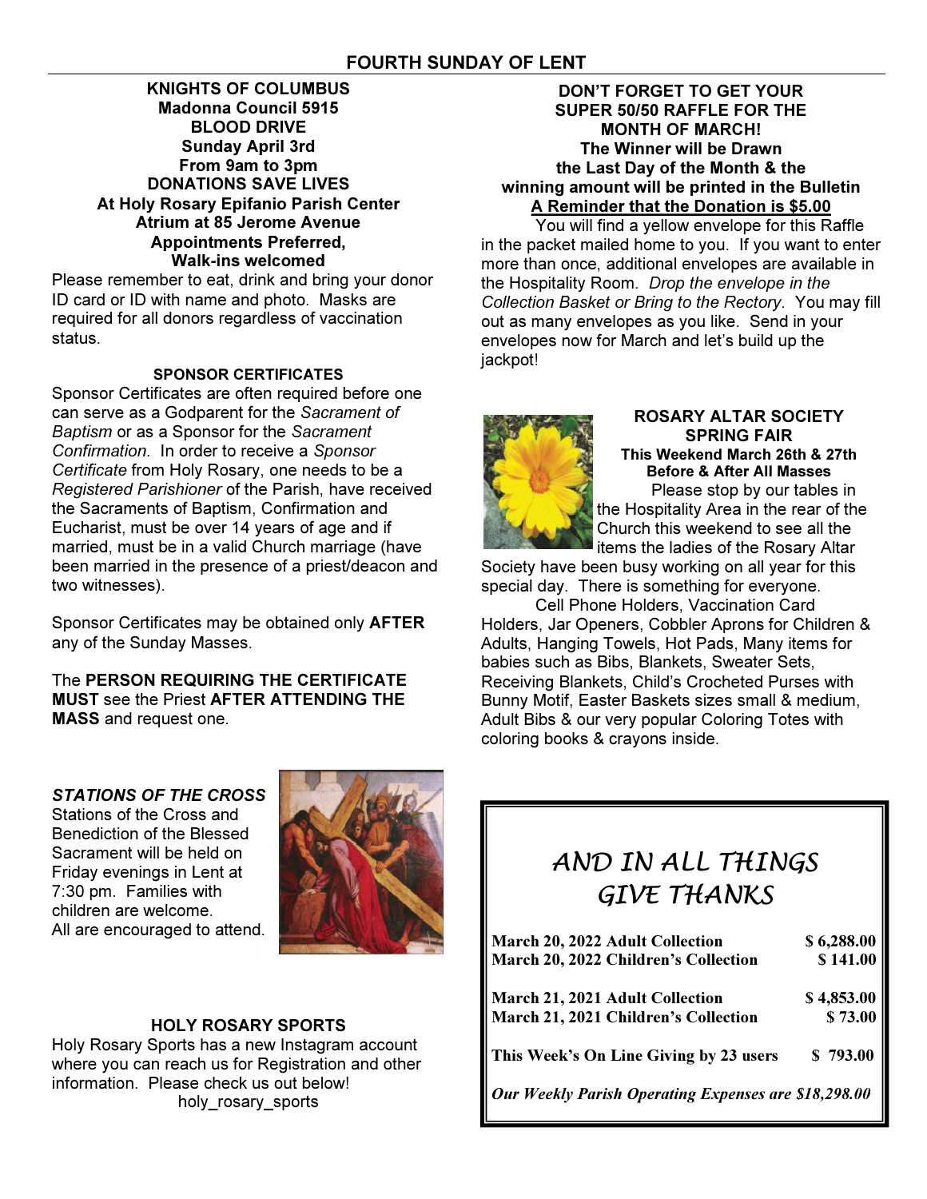## FOURTH SUNDAY OF LENT

### KNIGHTS OF COLUMBUS
**Madonna Council 5915**
**BLOOD DRIVE**
**Sunday April 3rd**
**From 9am to 3pm**
**DONATIONS SAVE LIVES**
**At Holy Rosary Epifanio Parish Center**
**Atrium at 85 Jerome Avenue**
**Appointments Preferred,**
**Walk-ins welcomed**

Please remember to eat, drink and bring your donor ID card or ID with name and photo. Masks are required for all donors regardless of vaccination status.

### SPONSOR CERTIFICATES

Sponsor Certificates are often required before one can serve as a Godparent for the *Sacrament of Baptism* or as a Sponsor for the *Sacrament Confirmation*. In order to receive a *Sponsor Certificate* from Holy Rosary, one needs to be a *Registered Parishioner* of the Parish, have received the Sacraments of Baptism, Confirmation and Eucharist, must be over 14 years of age and if married, must be in a valid Church marriage (have been married in the presence of a priest/deacon and two witnesses).

Sponsor Certificates may be obtained only **AFTER** any of the Sunday Masses.

The **PERSON REQUIRING THE CERTIFICATE MUST** see the Priest **AFTER ATTENDING THE MASS** and request one.

### *STATIONS OF THE CROSS*

Stations of the Cross and Benediction of the Blessed Sacrament will be held on Friday evenings in Lent at 7:30 pm. Families with children are welcome. All are encouraged to attend.

### HOLY ROSARY SPORTS

Holy Rosary Sports has a new Instagram account where you can reach us for Registration and other information. Please check us out below!

holy_rosary_sports

### DON'T FORGET TO GET YOUR SUPER 50/50 RAFFLE FOR THE MONTH OF MARCH!
**The Winner will be Drawn the Last Day of the Month & the winning amount will be printed in the Bulletin**
**A Reminder that the Donation is $5.00**

You will find a yellow envelope for this Raffle in the packet mailed home to you. If you want to enter more than once, additional envelopes are available in the Hospitality Room. *Drop the envelope in the Collection Basket or Bring to the Rectory*. You may fill out as many envelopes as you like. Send in your envelopes now for March and let's build up the jackpot!

### ROSARY ALTAR SOCIETY SPRING FAIR
**This Weekend March 26th & 27th**
**Before & After All Masses**

Please stop by our tables in the Hospitality Area in the rear of the Church this weekend to see all the items the ladies of the Rosary Altar Society have been busy working on all year for this special day. There is something for everyone.

Cell Phone Holders, Vaccination Card Holders, Jar Openers, Cobbler Aprons for Children & Adults, Hanging Towels, Hot Pads, Many items for babies such as Bibs, Blankets, Sweater Sets, Receiving Blankets, Child's Crocheted Purses with Bunny Motif, Easter Baskets sizes small & medium, Adult Bibs & our very popular Coloring Totes with coloring books & crayons inside.

### *AND IN ALL THINGS GIVE THANKS*

| | |
|---|---|
| **March 20, 2022 Adult Collection** | **$ 6,288.00** |
| **March 20, 2022 Children's Collection** | **$ 141.00** |
| **March 21, 2021 Adult Collection** | **$ 4,853.00** |
| **March 21, 2021 Children's Collection** | **$ 73.00** |
| **This Week's On Line Giving by 23 users** | **$ 793.00** |

***Our Weekly Parish Operating Expenses are $18,298.00***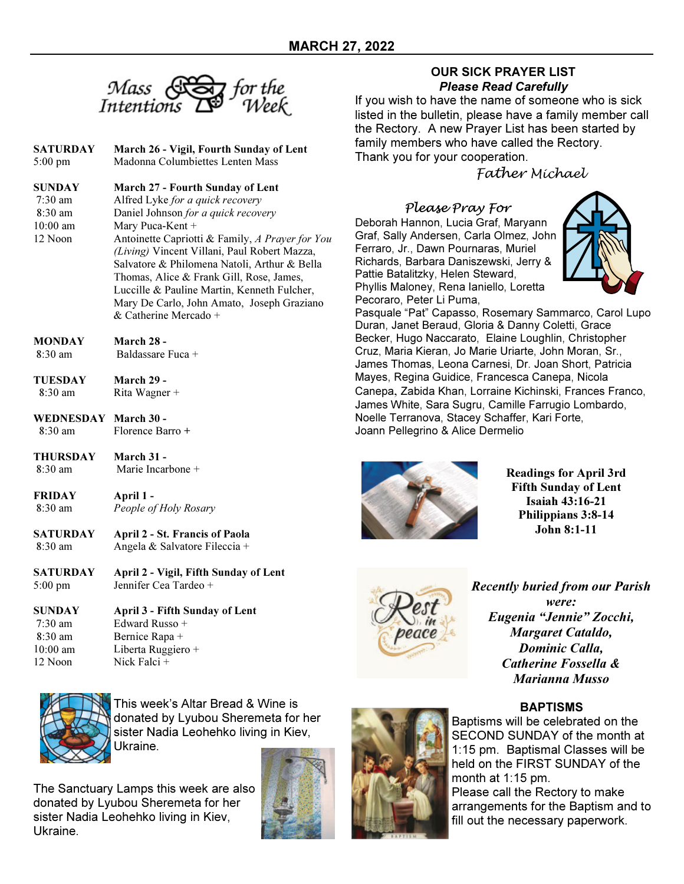# MARCH 27, 2022

## Mass Intentions for the Week

**SATURDAY** 5:00 pm — **March 26 - Vigil, Fourth Sunday of Lent**
Madonna Columbiettes Lenten Mass

**SUNDAY** — **March 27 - Fourth Sunday of Lent**
- 7:30 am — Alfred Lyke *for a quick recovery*
- 8:30 am — Daniel Johnson *for a quick recovery*
- 10:00 am — Mary Puca-Kent +
- 12 Noon — Antoinette Capriotti & Family, *A Prayer for You (Living)* Vincent Villani, Paul Robert Mazza, Salvatore & Philomena Natoli, Arthur & Bella Thomas, Alice & Frank Gill, Rose, James, Luccille & Pauline Martin, Kenneth Fulcher, Mary De Carlo, John Amato, Joseph Graziano & Catherine Mercado +

**MONDAY** 8:30 am — **March 28 -**
Baldassare Fuca +

**TUESDAY** 8:30 am — **March 29 -**
Rita Wagner +

**WEDNESDAY** 8:30 am — **March 30 -**
Florence Barro +

**THURSDAY** 8:30 am — **March 31 -**
Marie Incarbone +

**FRIDAY** 8:30 am — **April 1 -**
*People of Holy Rosary*

**SATURDAY** 8:30 am — **April 2 - St. Francis of Paola**
Angela & Salvatore Fileccia +

**SATURDAY** 5:00 pm — **April 2 - Vigil, Fifth Sunday of Lent**
Jennifer Cea Tardeo +

**SUNDAY** — **April 3 - Fifth Sunday of Lent**
- 7:30 am — Edward Russo +
- 8:30 am — Bernice Rapa +
- 10:00 am — Liberta Ruggiero +
- 12 Noon — Nick Falci +

This week's Altar Bread & Wine is donated by Lyubou Sheremeta for her sister Nadia Leohehko living in Kiev, Ukraine.

The Sanctuary Lamps this week are also donated by Lyubou Sheremeta for her sister Nadia Leohehko living in Kiev, Ukraine.

## OUR SICK PRAYER LIST

***Please Read Carefully***

If you wish to have the name of someone who is sick listed in the bulletin, please have a family member call the Rectory. A new Prayer List has been started by family members who have called the Rectory. Thank you for your cooperation.

*Father Michael*

### *Please Pray For*

Deborah Hannon, Lucia Graf, Maryann Graf, Sally Andersen, Carla Olmez, John Ferraro, Jr., Dawn Pournaras, Muriel Richards, Barbara Daniszewski, Jerry & Pattie Batalitzky, Helen Steward, Phyllis Maloney, Rena Ianiello, Loretta Pecoraro, Peter Li Puma, Pasquale "Pat" Capasso, Rosemary Sammarco, Carol Lupo Duran, Janet Beraud, Gloria & Danny Coletti, Grace Becker, Hugo Naccarato, Elaine Loughlin, Christopher Cruz, Maria Kieran, Jo Marie Uriarte, John Moran, Sr., James Thomas, Leona Carnesi, Dr. Joan Short, Patricia Mayes, Regina Guidice, Francesca Canepa, Nicola Canepa, Zabida Khan, Lorraine Kichinski, Frances Franco, James White, Sara Sugru, Camille Farrugio Lombardo, Noelle Terranova, Stacey Schaffer, Kari Forte, Joann Pellegrino & Alice Dermelio

**Readings for April 3rd**
**Fifth Sunday of Lent**
**Isaiah 43:16-21**
**Philippians 3:8-14**
**John 8:1-11**

***Recently buried from our Parish were:***
***Eugenia "Jennie" Zocchi,***
***Margaret Cataldo,***
***Dominic Calla,***
***Catherine Fossella &***
***Marianna Musso***

## BAPTISMS

Baptisms will be celebrated on the SECOND SUNDAY of the month at 1:15 pm. Baptismal Classes will be held on the FIRST SUNDAY of the month at 1:15 pm.
Please call the Rectory to make arrangements for the Baptism and to fill out the necessary paperwork.